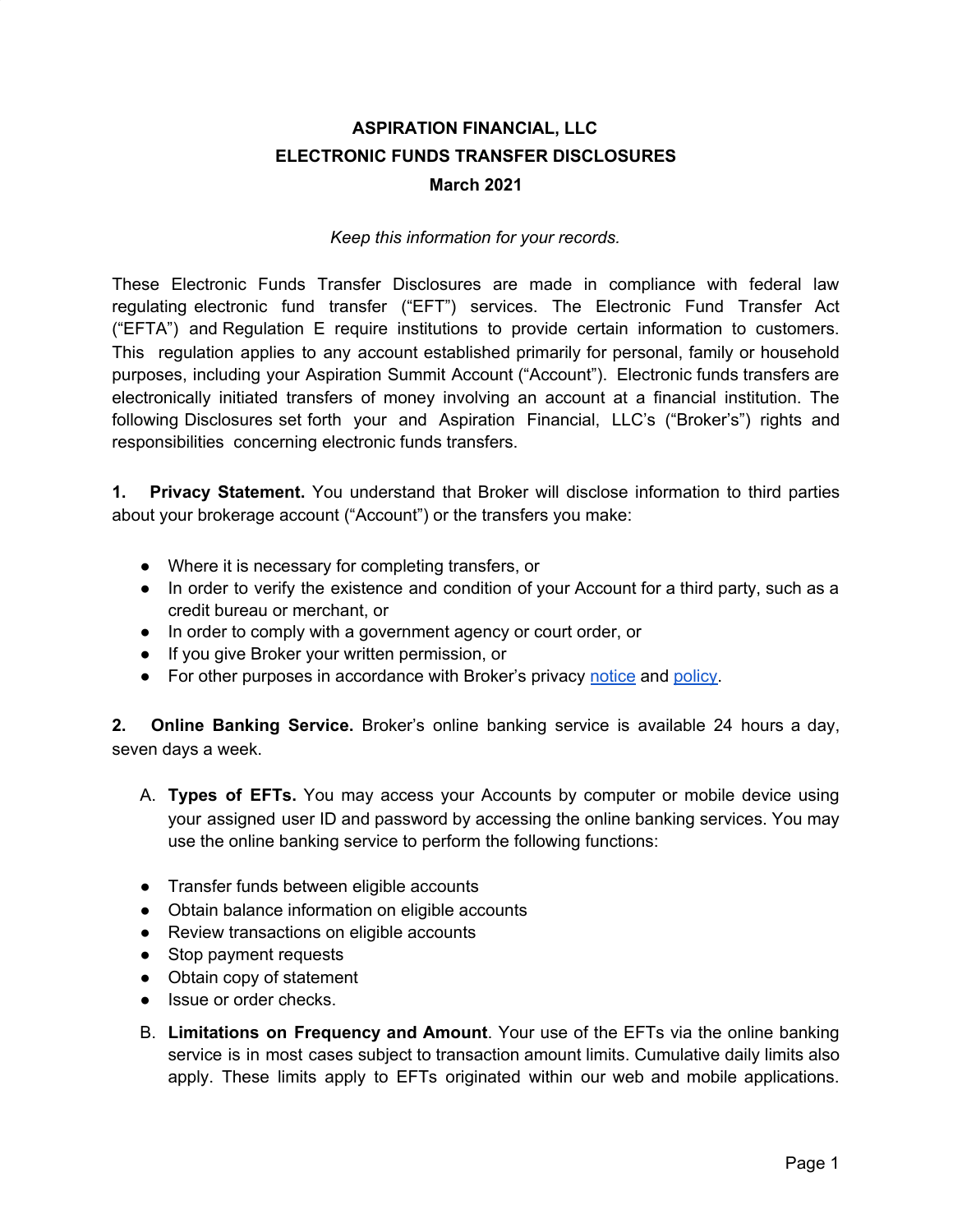# ASPIRATION FINANCIAL, LLC
# ELECTRONIC FUNDS TRANSFER DISCLOSURES
# March 2021

*Keep this information for your records.*

These Electronic Funds Transfer Disclosures are made in compliance with federal law regulating electronic fund transfer ("EFT") services. The Electronic Fund Transfer Act ("EFTA") and Regulation E require institutions to provide certain information to customers. This regulation applies to any account established primarily for personal, family or household purposes, including your Aspiration Summit Account ("Account"). Electronic funds transfers are electronically initiated transfers of money involving an account at a financial institution. The following Disclosures set forth your and Aspiration Financial, LLC's ("Broker's") rights and responsibilities concerning electronic funds transfers.

**1. Privacy Statement.** You understand that Broker will disclose information to third parties about your brokerage account ("Account") or the transfers you make:

- Where it is necessary for completing transfers, or
- In order to verify the existence and condition of your Account for a third party, such as a credit bureau or merchant, or
- In order to comply with a government agency or court order, or
- If you give Broker your written permission, or
- For other purposes in accordance with Broker's privacy notice and policy.

**2. Online Banking Service.** Broker's online banking service is available 24 hours a day, seven days a week.

A. **Types of EFTs.** You may access your Accounts by computer or mobile device using your assigned user ID and password by accessing the online banking services. You may use the online banking service to perform the following functions:

- Transfer funds between eligible accounts
- Obtain balance information on eligible accounts
- Review transactions on eligible accounts
- Stop payment requests
- Obtain copy of statement
- Issue or order checks.

B. **Limitations on Frequency and Amount**. Your use of the EFTs via the online banking service is in most cases subject to transaction amount limits. Cumulative daily limits also apply. These limits apply to EFTs originated within our web and mobile applications.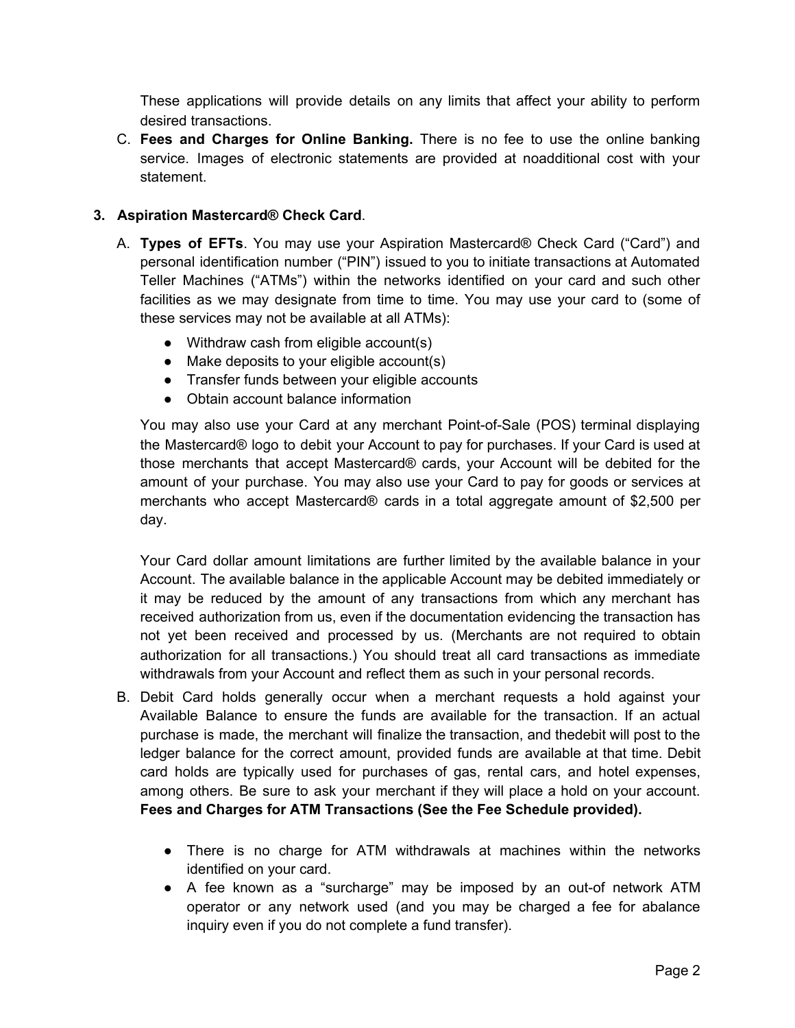These applications will provide details on any limits that affect your ability to perform desired transactions.

C. **Fees and Charges for Online Banking.** There is no fee to use the online banking service. Images of electronic statements are provided at noadditional cost with your statement.

3. **Aspiration Mastercard® Check Card**.

A. **Types of EFTs**. You may use your Aspiration Mastercard® Check Card ("Card") and personal identification number ("PIN") issued to you to initiate transactions at Automated Teller Machines ("ATMs") within the networks identified on your card and such other facilities as we may designate from time to time. You may use your card to (some of these services may not be available at all ATMs):

- Withdraw cash from eligible account(s)
- Make deposits to your eligible account(s)
- Transfer funds between your eligible accounts
- Obtain account balance information

You may also use your Card at any merchant Point-of-Sale (POS) terminal displaying the Mastercard® logo to debit your Account to pay for purchases. If your Card is used at those merchants that accept Mastercard® cards, your Account will be debited for the amount of your purchase. You may also use your Card to pay for goods or services at merchants who accept Mastercard® cards in a total aggregate amount of $2,500 per day.

Your Card dollar amount limitations are further limited by the available balance in your Account. The available balance in the applicable Account may be debited immediately or it may be reduced by the amount of any transactions from which any merchant has received authorization from us, even if the documentation evidencing the transaction has not yet been received and processed by us. (Merchants are not required to obtain authorization for all transactions.) You should treat all card transactions as immediate withdrawals from your Account and reflect them as such in your personal records.

B. Debit Card holds generally occur when a merchant requests a hold against your Available Balance to ensure the funds are available for the transaction. If an actual purchase is made, the merchant will finalize the transaction, and thedebit will post to the ledger balance for the correct amount, provided funds are available at that time. Debit card holds are typically used for purchases of gas, rental cars, and hotel expenses, among others. Be sure to ask your merchant if they will place a hold on your account. **Fees and Charges for ATM Transactions (See the Fee Schedule provided).**

- There is no charge for ATM withdrawals at machines within the networks identified on your card.
- A fee known as a "surcharge" may be imposed by an out-of network ATM operator or any network used (and you may be charged a fee for abalance inquiry even if you do not complete a fund transfer).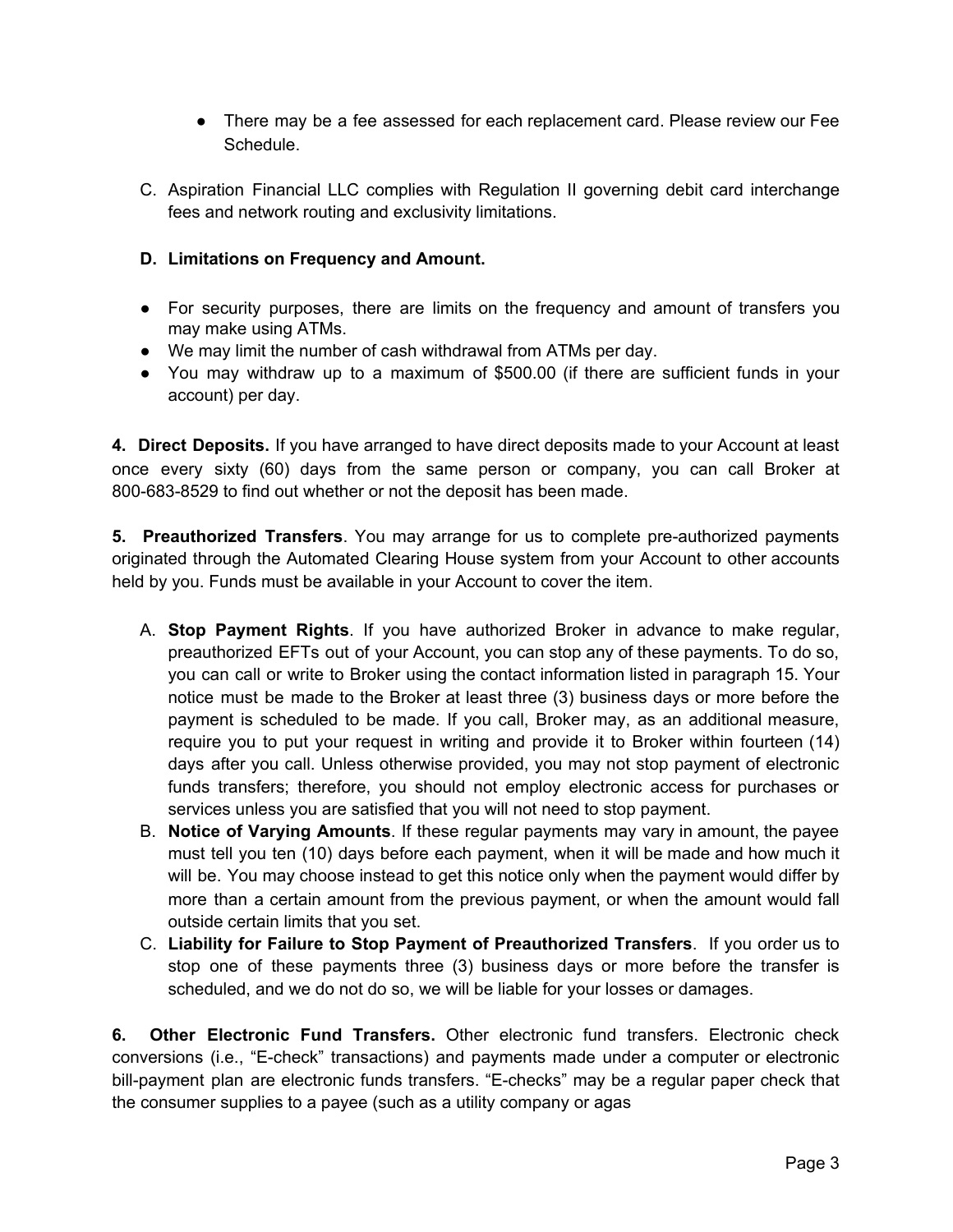- There may be a fee assessed for each replacement card. Please review our Fee Schedule.

C. Aspiration Financial LLC complies with Regulation II governing debit card interchange fees and network routing and exclusivity limitations.

**D. Limitations on Frequency and Amount.**

- For security purposes, there are limits on the frequency and amount of transfers you may make using ATMs.
- We may limit the number of cash withdrawal from ATMs per day.
- You may withdraw up to a maximum of $500.00 (if there are sufficient funds in your account) per day.

**4. Direct Deposits.** If you have arranged to have direct deposits made to your Account at least once every sixty (60) days from the same person or company, you can call Broker at 800-683-8529 to find out whether or not the deposit has been made.

**5. Preauthorized Transfers**. You may arrange for us to complete pre-authorized payments originated through the Automated Clearing House system from your Account to other accounts held by you. Funds must be available in your Account to cover the item.

A. **Stop Payment Rights**. If you have authorized Broker in advance to make regular, preauthorized EFTs out of your Account, you can stop any of these payments. To do so, you can call or write to Broker using the contact information listed in paragraph 15. Your notice must be made to the Broker at least three (3) business days or more before the payment is scheduled to be made. If you call, Broker may, as an additional measure, require you to put your request in writing and provide it to Broker within fourteen (14) days after you call. Unless otherwise provided, you may not stop payment of electronic funds transfers; therefore, you should not employ electronic access for purchases or services unless you are satisfied that you will not need to stop payment.

B. **Notice of Varying Amounts**. If these regular payments may vary in amount, the payee must tell you ten (10) days before each payment, when it will be made and how much it will be. You may choose instead to get this notice only when the payment would differ by more than a certain amount from the previous payment, or when the amount would fall outside certain limits that you set.

C. **Liability for Failure to Stop Payment of Preauthorized Transfers**. If you order us to stop one of these payments three (3) business days or more before the transfer is scheduled, and we do not do so, we will be liable for your losses or damages.

**6. Other Electronic Fund Transfers.** Other electronic fund transfers. Electronic check conversions (i.e., "E-check" transactions) and payments made under a computer or electronic bill-payment plan are electronic funds transfers. "E-checks" may be a regular paper check that the consumer supplies to a payee (such as a utility company or agas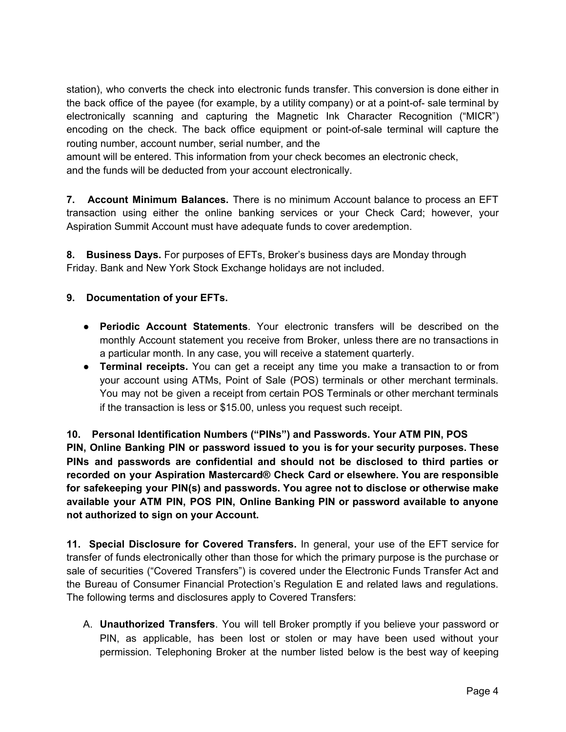station), who converts the check into electronic funds transfer. This conversion is done either in the back office of the payee (for example, by a utility company) or at a point-of- sale terminal by electronically scanning and capturing the Magnetic Ink Character Recognition ("MICR") encoding on the check. The back office equipment or point-of-sale terminal will capture the routing number, account number, serial number, and the amount will be entered. This information from your check becomes an electronic check, and the funds will be deducted from your account electronically.

**7. Account Minimum Balances.** There is no minimum Account balance to process an EFT transaction using either the online banking services or your Check Card; however, your Aspiration Summit Account must have adequate funds to cover aredemption.

**8. Business Days.** For purposes of EFTs, Broker's business days are Monday through Friday. Bank and New York Stock Exchange holidays are not included.

**9. Documentation of your EFTs.**

- **Periodic Account Statements**. Your electronic transfers will be described on the monthly Account statement you receive from Broker, unless there are no transactions in a particular month. In any case, you will receive a statement quarterly.
- **Terminal receipts.** You can get a receipt any time you make a transaction to or from your account using ATMs, Point of Sale (POS) terminals or other merchant terminals. You may not be given a receipt from certain POS Terminals or other merchant terminals if the transaction is less or $15.00, unless you request such receipt.

**10. Personal Identification Numbers ("PINs") and Passwords. Your ATM PIN, POS PIN, Online Banking PIN or password issued to you is for your security purposes. These PINs and passwords are confidential and should not be disclosed to third parties or recorded on your Aspiration Mastercard® Check Card or elsewhere. You are responsible for safekeeping your PIN(s) and passwords. You agree not to disclose or otherwise make available your ATM PIN, POS PIN, Online Banking PIN or password available to anyone not authorized to sign on your Account.**

**11. Special Disclosure for Covered Transfers.** In general, your use of the EFT service for transfer of funds electronically other than those for which the primary purpose is the purchase or sale of securities ("Covered Transfers") is covered under the Electronic Funds Transfer Act and the Bureau of Consumer Financial Protection's Regulation E and related laws and regulations. The following terms and disclosures apply to Covered Transfers:

A. **Unauthorized Transfers**. You will tell Broker promptly if you believe your password or PIN, as applicable, has been lost or stolen or may have been used without your permission. Telephoning Broker at the number listed below is the best way of keeping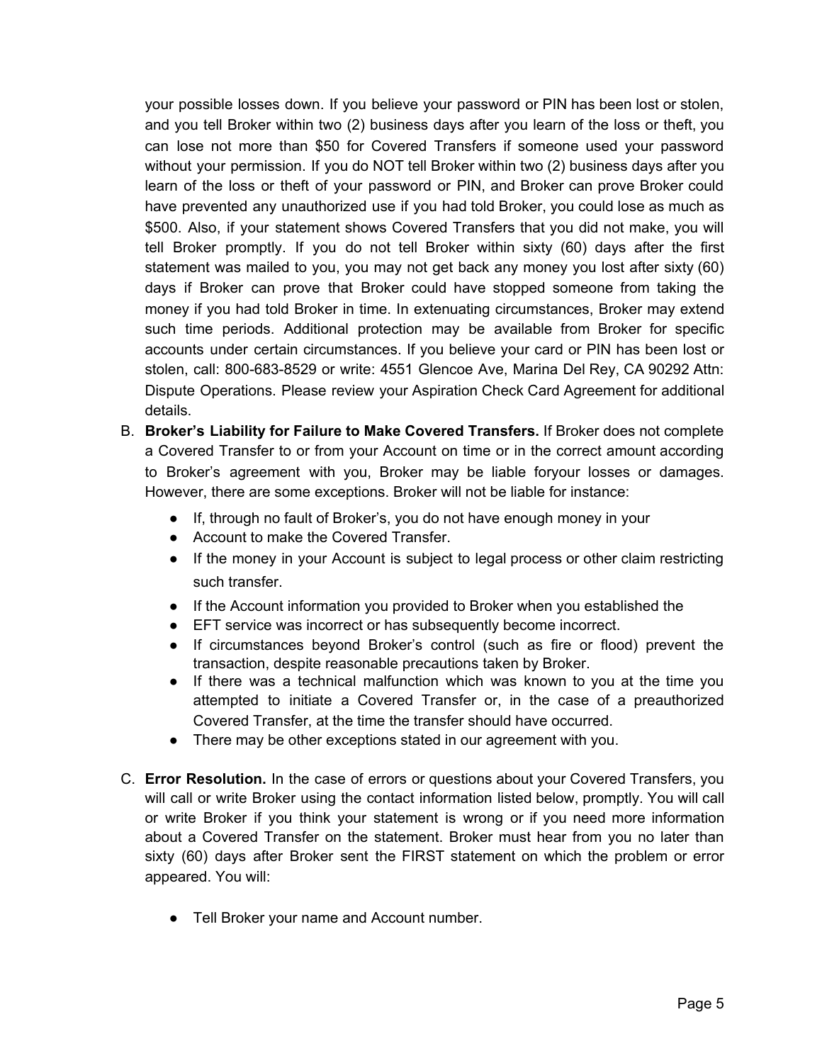your possible losses down. If you believe your password or PIN has been lost or stolen, and you tell Broker within two (2) business days after you learn of the loss or theft, you can lose not more than $50 for Covered Transfers if someone used your password without your permission. If you do NOT tell Broker within two (2) business days after you learn of the loss or theft of your password or PIN, and Broker can prove Broker could have prevented any unauthorized use if you had told Broker, you could lose as much as $500. Also, if your statement shows Covered Transfers that you did not make, you will tell Broker promptly. If you do not tell Broker within sixty (60) days after the first statement was mailed to you, you may not get back any money you lost after sixty (60) days if Broker can prove that Broker could have stopped someone from taking the money if you had told Broker in time. In extenuating circumstances, Broker may extend such time periods. Additional protection may be available from Broker for specific accounts under certain circumstances. If you believe your card or PIN has been lost or stolen, call: 800-683-8529 or write: 4551 Glencoe Ave, Marina Del Rey, CA 90292 Attn: Dispute Operations. Please review your Aspiration Check Card Agreement for additional details.

B. **Broker's Liability for Failure to Make Covered Transfers.** If Broker does not complete a Covered Transfer to or from your Account on time or in the correct amount according to Broker's agreement with you, Broker may be liable foryour losses or damages. However, there are some exceptions. Broker will not be liable for instance:

   - If, through no fault of Broker's, you do not have enough money in your
   - Account to make the Covered Transfer.
   - If the money in your Account is subject to legal process or other claim restricting such transfer.
   - If the Account information you provided to Broker when you established the
   - EFT service was incorrect or has subsequently become incorrect.
   - If circumstances beyond Broker's control (such as fire or flood) prevent the transaction, despite reasonable precautions taken by Broker.
   - If there was a technical malfunction which was known to you at the time you attempted to initiate a Covered Transfer or, in the case of a preauthorized Covered Transfer, at the time the transfer should have occurred.
   - There may be other exceptions stated in our agreement with you.

C. **Error Resolution.** In the case of errors or questions about your Covered Transfers, you will call or write Broker using the contact information listed below, promptly. You will call or write Broker if you think your statement is wrong or if you need more information about a Covered Transfer on the statement. Broker must hear from you no later than sixty (60) days after Broker sent the FIRST statement on which the problem or error appeared. You will:

   - Tell Broker your name and Account number.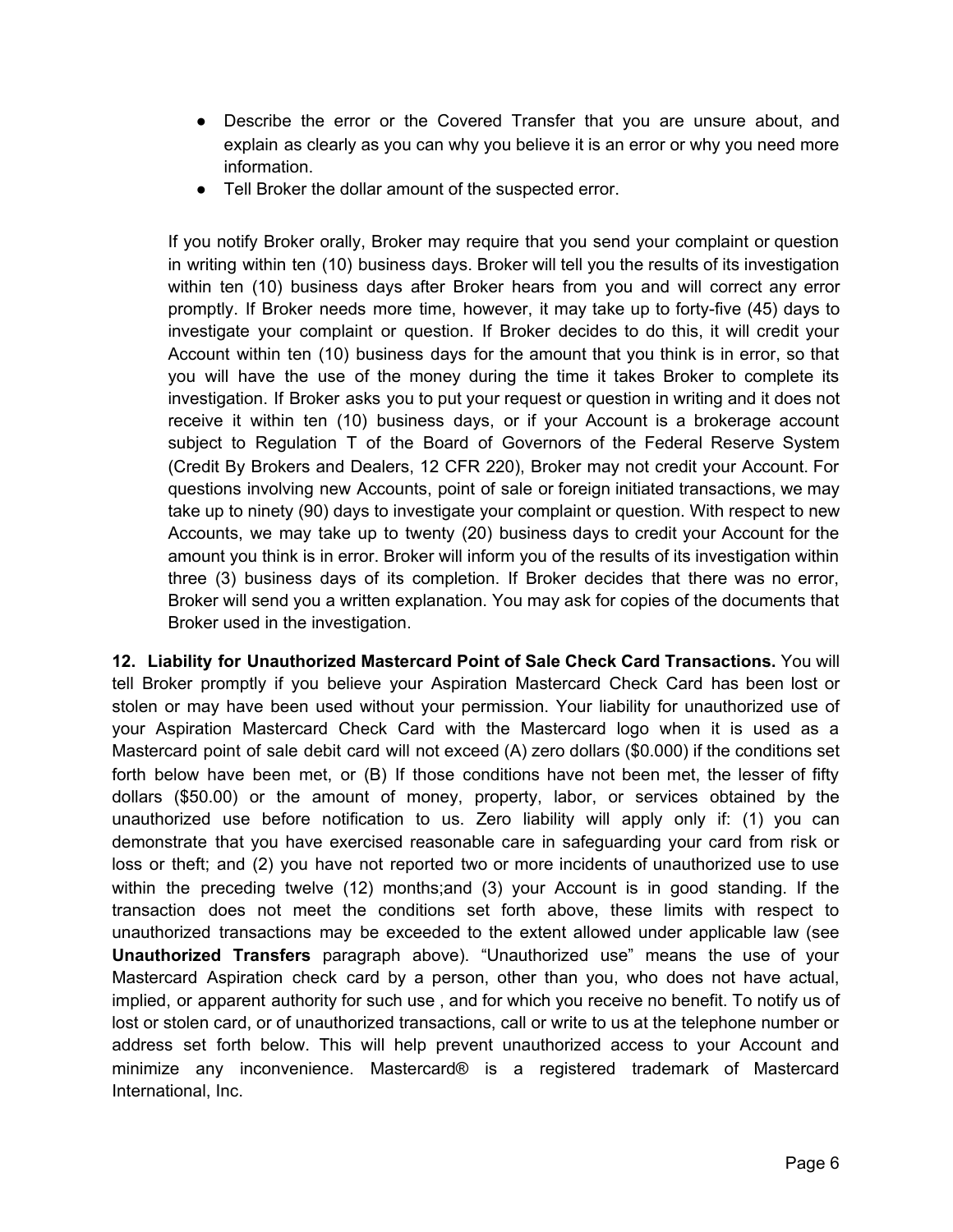- Describe the error or the Covered Transfer that you are unsure about, and explain as clearly as you can why you believe it is an error or why you need more information.
- Tell Broker the dollar amount of the suspected error.

If you notify Broker orally, Broker may require that you send your complaint or question in writing within ten (10) business days. Broker will tell you the results of its investigation within ten (10) business days after Broker hears from you and will correct any error promptly. If Broker needs more time, however, it may take up to forty-five (45) days to investigate your complaint or question. If Broker decides to do this, it will credit your Account within ten (10) business days for the amount that you think is in error, so that you will have the use of the money during the time it takes Broker to complete its investigation. If Broker asks you to put your request or question in writing and it does not receive it within ten (10) business days, or if your Account is a brokerage account subject to Regulation T of the Board of Governors of the Federal Reserve System (Credit By Brokers and Dealers, 12 CFR 220), Broker may not credit your Account. For questions involving new Accounts, point of sale or foreign initiated transactions, we may take up to ninety (90) days to investigate your complaint or question. With respect to new Accounts, we may take up to twenty (20) business days to credit your Account for the amount you think is in error. Broker will inform you of the results of its investigation within three (3) business days of its completion. If Broker decides that there was no error, Broker will send you a written explanation. You may ask for copies of the documents that Broker used in the investigation.

**12. Liability for Unauthorized Mastercard Point of Sale Check Card Transactions.** You will tell Broker promptly if you believe your Aspiration Mastercard Check Card has been lost or stolen or may have been used without your permission. Your liability for unauthorized use of your Aspiration Mastercard Check Card with the Mastercard logo when it is used as a Mastercard point of sale debit card will not exceed (A) zero dollars ($0.000) if the conditions set forth below have been met, or (B) If those conditions have not been met, the lesser of fifty dollars ($50.00) or the amount of money, property, labor, or services obtained by the unauthorized use before notification to us. Zero liability will apply only if: (1) you can demonstrate that you have exercised reasonable care in safeguarding your card from risk or loss or theft; and (2) you have not reported two or more incidents of unauthorized use to use within the preceding twelve (12) months;and (3) your Account is in good standing. If the transaction does not meet the conditions set forth above, these limits with respect to unauthorized transactions may be exceeded to the extent allowed under applicable law (see **Unauthorized Transfers** paragraph above). "Unauthorized use" means the use of your Mastercard Aspiration check card by a person, other than you, who does not have actual, implied, or apparent authority for such use , and for which you receive no benefit. To notify us of lost or stolen card, or of unauthorized transactions, call or write to us at the telephone number or address set forth below. This will help prevent unauthorized access to your Account and minimize any inconvenience. Mastercard® is a registered trademark of Mastercard International, Inc.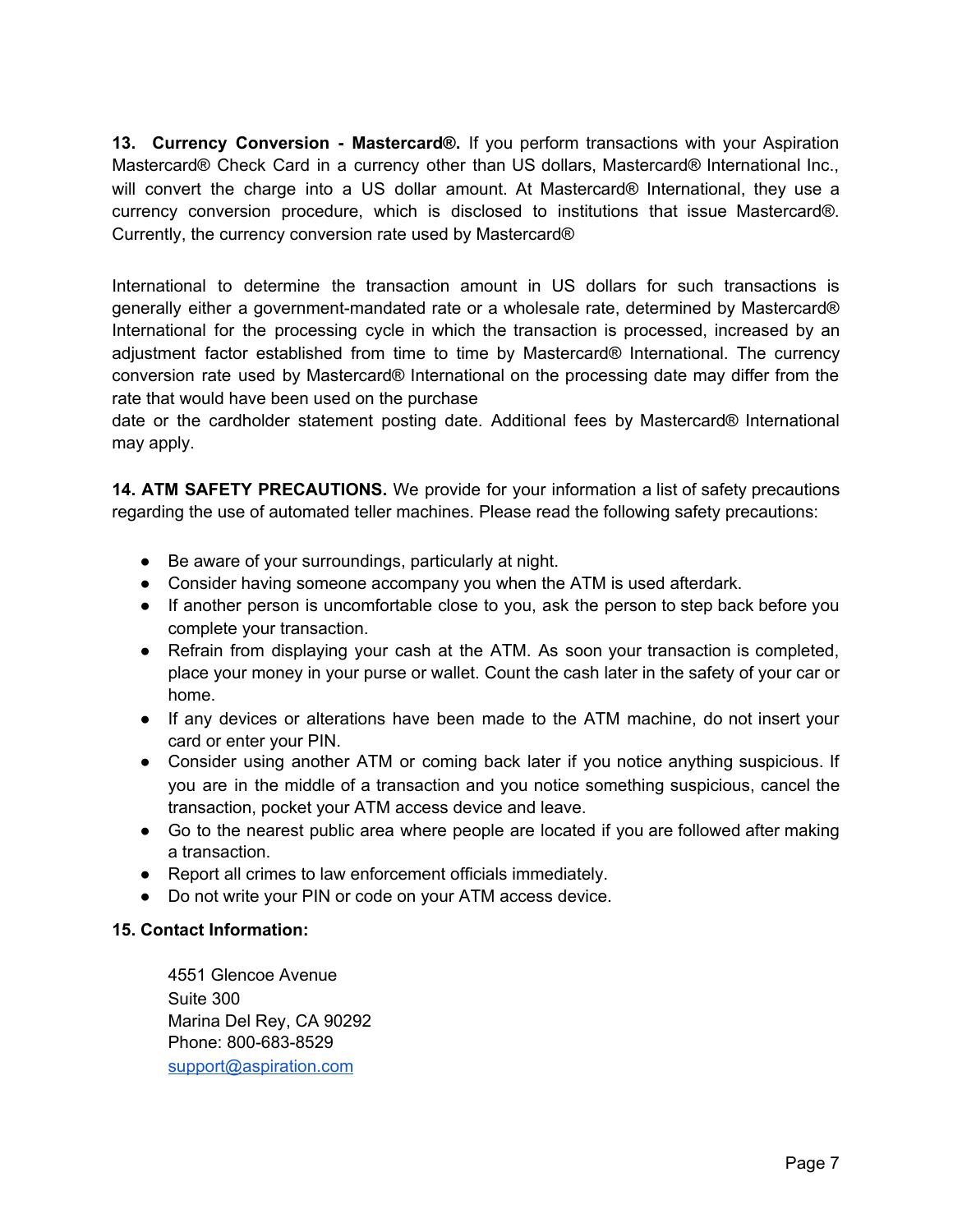**13. Currency Conversion - Mastercard®.** If you perform transactions with your Aspiration Mastercard® Check Card in a currency other than US dollars, Mastercard® International Inc., will convert the charge into a US dollar amount. At Mastercard® International, they use a currency conversion procedure, which is disclosed to institutions that issue Mastercard®. Currently, the currency conversion rate used by Mastercard®

International to determine the transaction amount in US dollars for such transactions is generally either a government-mandated rate or a wholesale rate, determined by Mastercard® International for the processing cycle in which the transaction is processed, increased by an adjustment factor established from time to time by Mastercard® International. The currency conversion rate used by Mastercard® International on the processing date may differ from the rate that would have been used on the purchase date or the cardholder statement posting date. Additional fees by Mastercard® International may apply.

**14. ATM SAFETY PRECAUTIONS.** We provide for your information a list of safety precautions regarding the use of automated teller machines. Please read the following safety precautions:

- Be aware of your surroundings, particularly at night.
- Consider having someone accompany you when the ATM is used afterdark.
- If another person is uncomfortable close to you, ask the person to step back before you complete your transaction.
- Refrain from displaying your cash at the ATM. As soon your transaction is completed, place your money in your purse or wallet. Count the cash later in the safety of your car or home.
- If any devices or alterations have been made to the ATM machine, do not insert your card or enter your PIN.
- Consider using another ATM or coming back later if you notice anything suspicious. If you are in the middle of a transaction and you notice something suspicious, cancel the transaction, pocket your ATM access device and leave.
- Go to the nearest public area where people are located if you are followed after making a transaction.
- Report all crimes to law enforcement officials immediately.
- Do not write your PIN or code on your ATM access device.

**15. Contact Information:**

4551 Glencoe Avenue
Suite 300
Marina Del Rey, CA 90292
Phone: 800-683-8529
support@aspiration.com